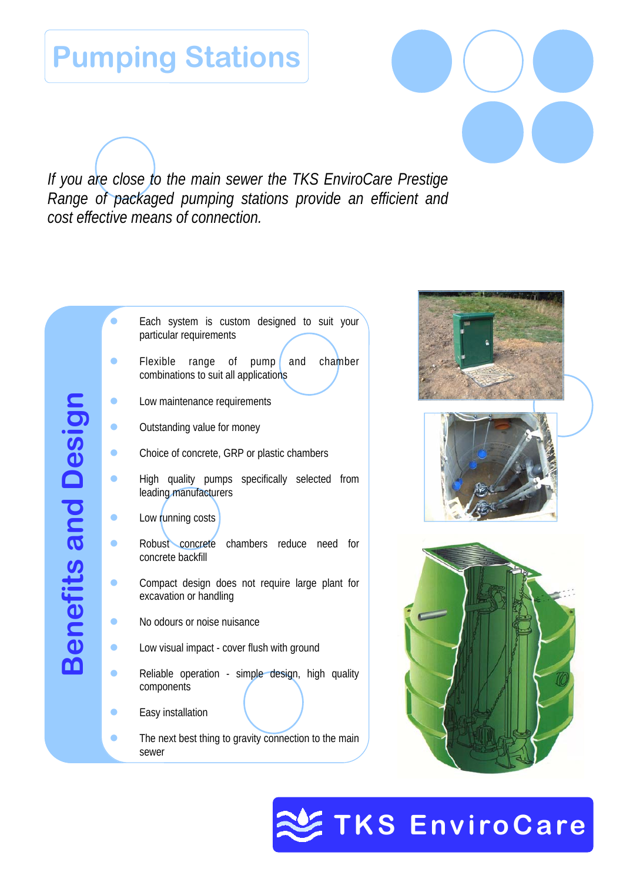# Pumping Stations

*If you are close to the main sewer the TKS EnviroCare Prestige Range of packaged pumping stations provide an efficient and cost effective means of connection.*

## Benefits and Design

- Each system is custom designed to suit your particular requirements
- Flexible range of pump and chamber combinations to suit all applications
- Low maintenance requirements
- Outstanding value for money
- Choice of concrete, GRP or plastic chambers
- High quality pumps specifically selected from leading manufacturers
- Low running costs
- Robust concrete chambers reduce need for concrete backfill
- Compact design does not require large plant for excavation or handling
- No odours or noise nuisance
- Low visual impact - cover flush with ground
- Reliable operation - simple design, high quality components
- Easy installation
- The next best thing to gravity connection to the main sewer

TKS EnviroCare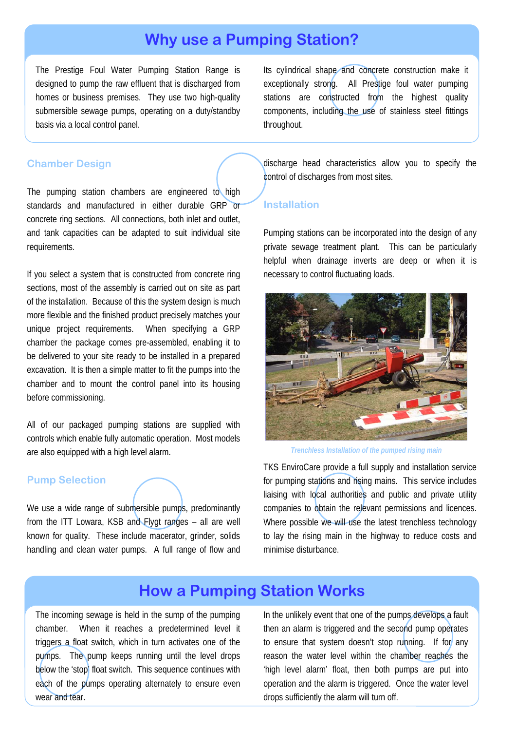# Why use a Pumping Station?

The Prestige Foul Water Pumping Station Range is designed to pump the raw effluent that is discharged from homes or business premises. They use two high-quality submersible sewage pumps, operating on a duty/standby basis via a local control panel.

Its cylindrical shape and concrete construction make it exceptionally strong. All Prestige foul water pumping stations are constructed from the highest quality components, including the use of stainless steel fittings throughout.

## Chamber Design

The pumping station chambers are engineered to high standards and manufactured in either durable GRP or concrete ring sections. All connections, both inlet and outlet, and tank capacities can be adapted to suit individual site requirements.

If you select a system that is constructed from concrete ring sections, most of the assembly is carried out on site as part of the installation. Because of this the system design is much more flexible and the finished product precisely matches your unique project requirements. When specifying a GRP chamber the package comes pre-assembled, enabling it to be delivered to your site ready to be installed in a prepared excavation. It is then a simple matter to fit the pumps into the chamber and to mount the control panel into its housing before commissioning.

All of our packaged pumping stations are supplied with controls which enable fully automatic operation. Most models are also equipped with a high level alarm.

## Pump Selection

We use a wide range of submersible pumps, predominantly from the ITT Lowara, KSB and Flygt ranges – all are well known for quality. These include macerator, grinder, solids handling and clean water pumps. A full range of flow and discharge head characteristics allow you to specify the control of discharges from most sites.

## Installation

Pumping stations can be incorporated into the design of any private sewage treatment plant. This can be particularly helpful when drainage inverts are deep or when it is necessary to control fluctuating loads.

*Trenchless Installation of the pumped rising main*

TKS EnviroCare provide a full supply and installation service for pumping stations and rising mains. This service includes liaising with local authorities and public and private utility companies to obtain the relevant permissions and licences. Where possible we will use the latest trenchless technology to lay the rising main in the highway to reduce costs and minimise disturbance.

# How a Pumping Station Works

The incoming sewage is held in the sump of the pumping chamber. When it reaches a predetermined level it triggers a float switch, which in turn activates one of the pumps. The pump keeps running until the level drops below the 'stop' float switch. This sequence continues with each of the pumps operating alternately to ensure even wear and tear.

In the unlikely event that one of the pumps develops a fault then an alarm is triggered and the second pump operates to ensure that system doesn't stop running. If for any reason the water level within the chamber reaches the 'high level alarm' float, then both pumps are put into operation and the alarm is triggered. Once the water level drops sufficiently the alarm will turn off.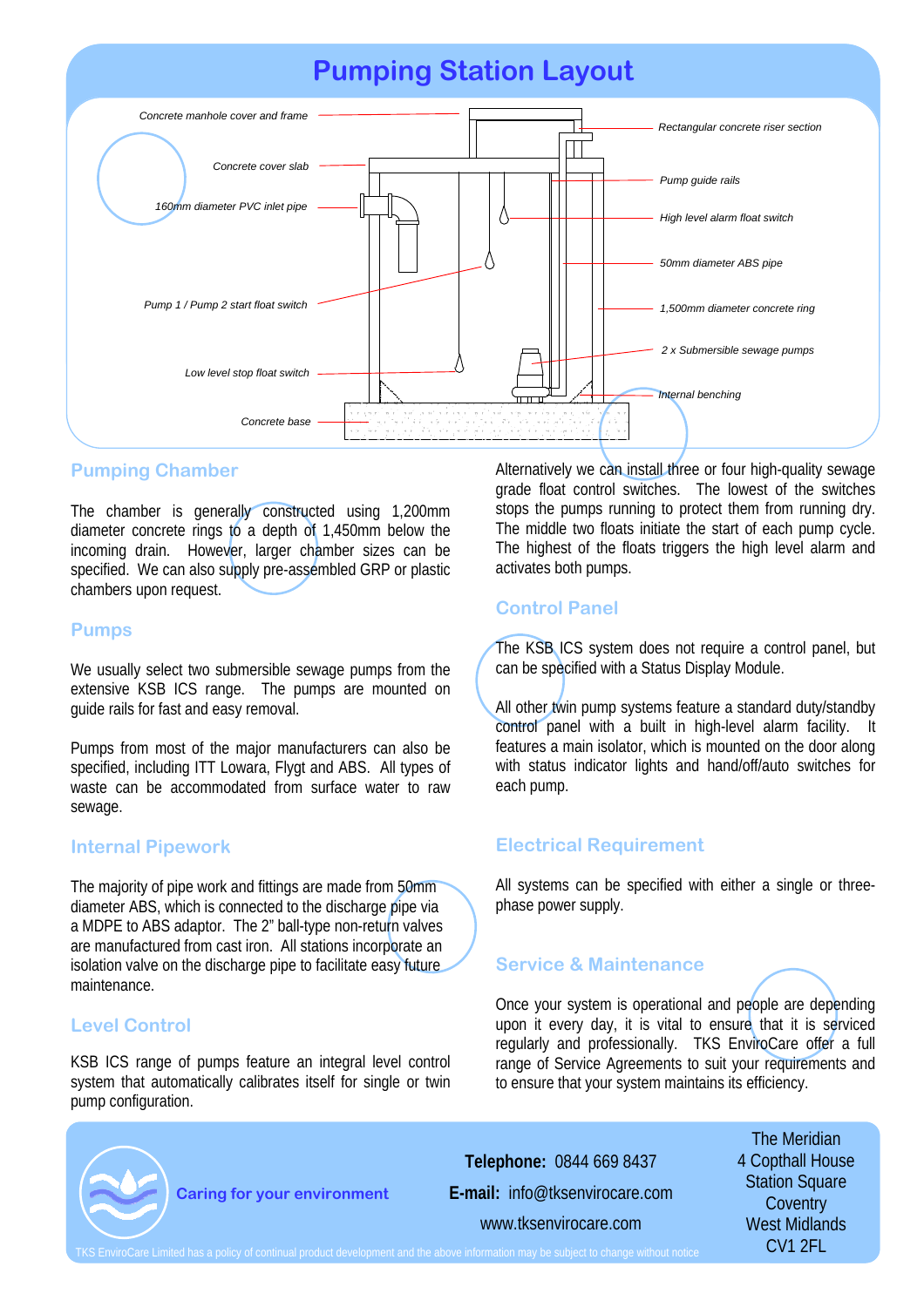# Pumping Station Layout

Concrete manhole cover and frame

Concrete cover slab

160mm diameter PVC inlet pipe

Pump 1 / Pump 2 start float switch

Low level stop float switch

Concrete base

Rectangular concrete riser section

Pump guide rails

High level alarm float switch

50mm diameter ABS pipe

1,500mm diameter concrete ring

2 x Submersible sewage pumps

Internal benching

## Pumping Chamber

The chamber is generally constructed using 1,200mm diameter concrete rings to a depth of 1,450mm below the incoming drain. However, larger chamber sizes can be specified. We can also supply pre-assembled GRP or plastic chambers upon request.

## Pumps

We usually select two submersible sewage pumps from the extensive KSB ICS range. The pumps are mounted on guide rails for fast and easy removal.

Pumps from most of the major manufacturers can also be specified, including ITT Lowara, Flygt and ABS. All types of waste can be accommodated from surface water to raw sewage.

## Internal Pipework

The majority of pipe work and fittings are made from 50mm diameter ABS, which is connected to the discharge pipe via a MDPE to ABS adaptor. The 2" ball-type non-return valves are manufactured from cast iron. All stations incorporate an isolation valve on the discharge pipe to facilitate easy future maintenance.

## Level Control

KSB ICS range of pumps feature an integral level control system that automatically calibrates itself for single or twin pump configuration.

Alternatively we can install three or four high-quality sewage grade float control switches. The lowest of the switches stops the pumps running to protect them from running dry. The middle two floats initiate the start of each pump cycle. The highest of the floats triggers the high level alarm and activates both pumps.

## Control Panel

The KSB ICS system does not require a control panel, but can be specified with a Status Display Module.

All other twin pump systems feature a standard duty/standby control panel with a built in high-level alarm facility. It features a main isolator, which is mounted on the door along with status indicator lights and hand/off/auto switches for each pump.

## Electrical Requirement

All systems can be specified with either a single or three-phase power supply.

## Service & Maintenance

Once your system is operational and people are depending upon it every day, it is vital to ensure that it is serviced regularly and professionally. TKS EnviroCare offer a full range of Service Agreements to suit your requirements and to ensure that your system maintains its efficiency.

Caring for your environment

**Telephone:** 0844 669 8437

**E-mail:** info@tksenvirocare.com

www.tksenvirocare.com

The Meridian
4 Copthall House
Station Square
Coventry
West Midlands
CV1 2FL

TKS EnviroCare Limited has a policy of continual product development and the above information may be subject to change without notice